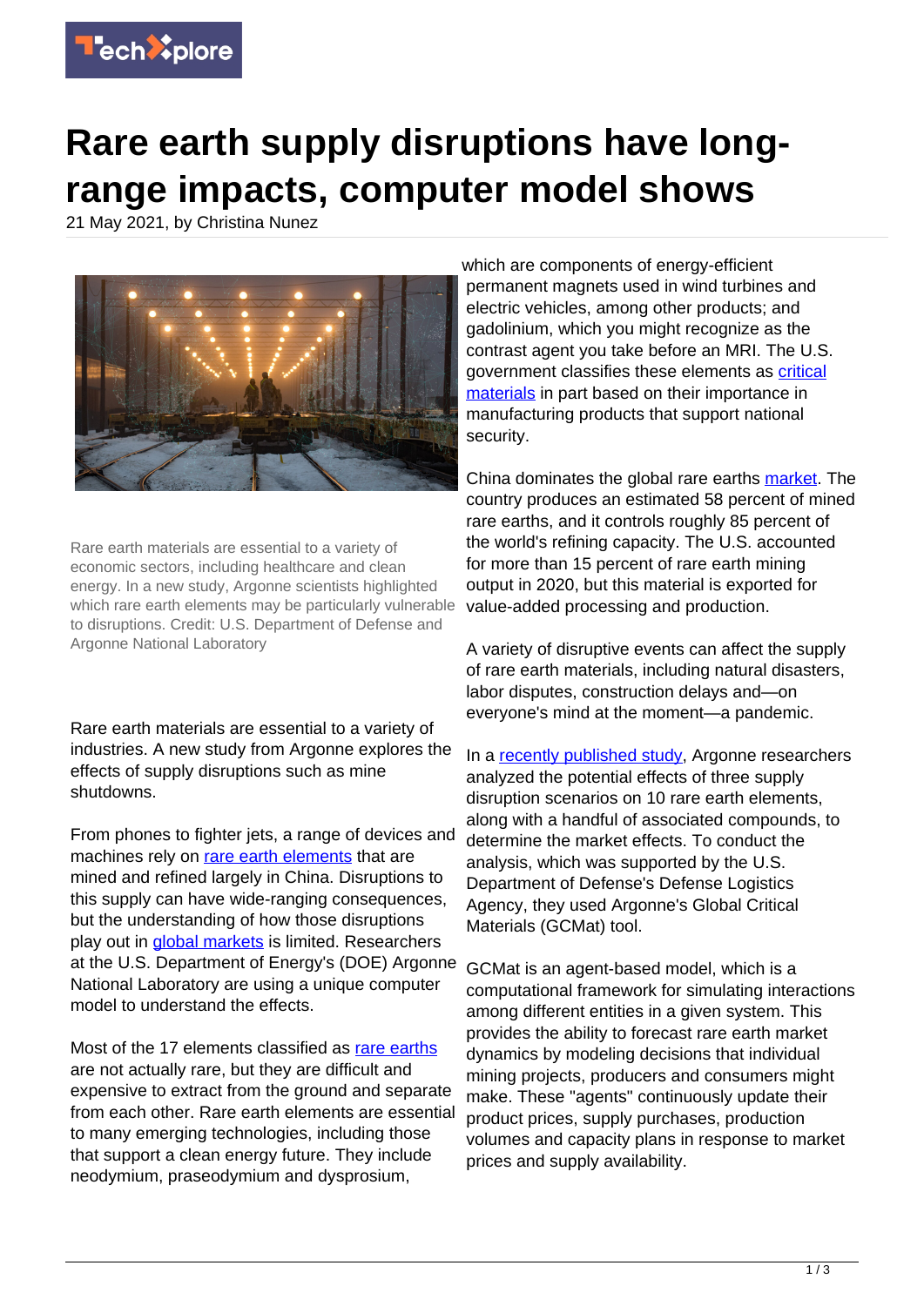# Rare earth supply disruptions have long-range impacts, computer model shows

21 May 2021, by Christina Nunez

Rare earth materials are essential to a variety of economic sectors, including healthcare and clean energy. In a new study, Argonne scientists highlighted which rare earth elements may be particularly vulnerable to disruptions. Credit: U.S. Department of Defense and Argonne National Laboratory

Rare earth materials are essential to a variety of industries. A new study from Argonne explores the effects of supply disruptions such as mine shutdowns.

From phones to fighter jets, a range of devices and machines rely on rare earth elements that are mined and refined largely in China. Disruptions to this supply can have wide-ranging consequences, but the understanding of how those disruptions play out in global markets is limited. Researchers at the U.S. Department of Energy's (DOE) Argonne National Laboratory are using a unique computer model to understand the effects.

Most of the 17 elements classified as rare earths are not actually rare, but they are difficult and expensive to extract from the ground and separate from each other. Rare earth elements are essential to many emerging technologies, including those that support a clean energy future. They include neodymium, praseodymium and dysprosium, which are components of energy-efficient permanent magnets used in wind turbines and electric vehicles, among other products; and gadolinium, which you might recognize as the contrast agent you take before an MRI. The U.S. government classifies these elements as critical materials in part based on their importance in manufacturing products that support national security.

China dominates the global rare earths market. The country produces an estimated 58 percent of mined rare earths, and it controls roughly 85 percent of the world's refining capacity. The U.S. accounted for more than 15 percent of rare earth mining output in 2020, but this material is exported for value-added processing and production.

A variety of disruptive events can affect the supply of rare earth materials, including natural disasters, labor disputes, construction delays and—on everyone's mind at the moment—a pandemic.

In a recently published study, Argonne researchers analyzed the potential effects of three supply disruption scenarios on 10 rare earth elements, along with a handful of associated compounds, to determine the market effects. To conduct the analysis, which was supported by the U.S. Department of Defense's Defense Logistics Agency, they used Argonne's Global Critical Materials (GCMat) tool.

GCMat is an agent-based model, which is a computational framework for simulating interactions among different entities in a given system. This provides the ability to forecast rare earth market dynamics by modeling decisions that individual mining projects, producers and consumers might make. These "agents" continuously update their product prices, supply purchases, production volumes and capacity plans in response to market prices and supply availability.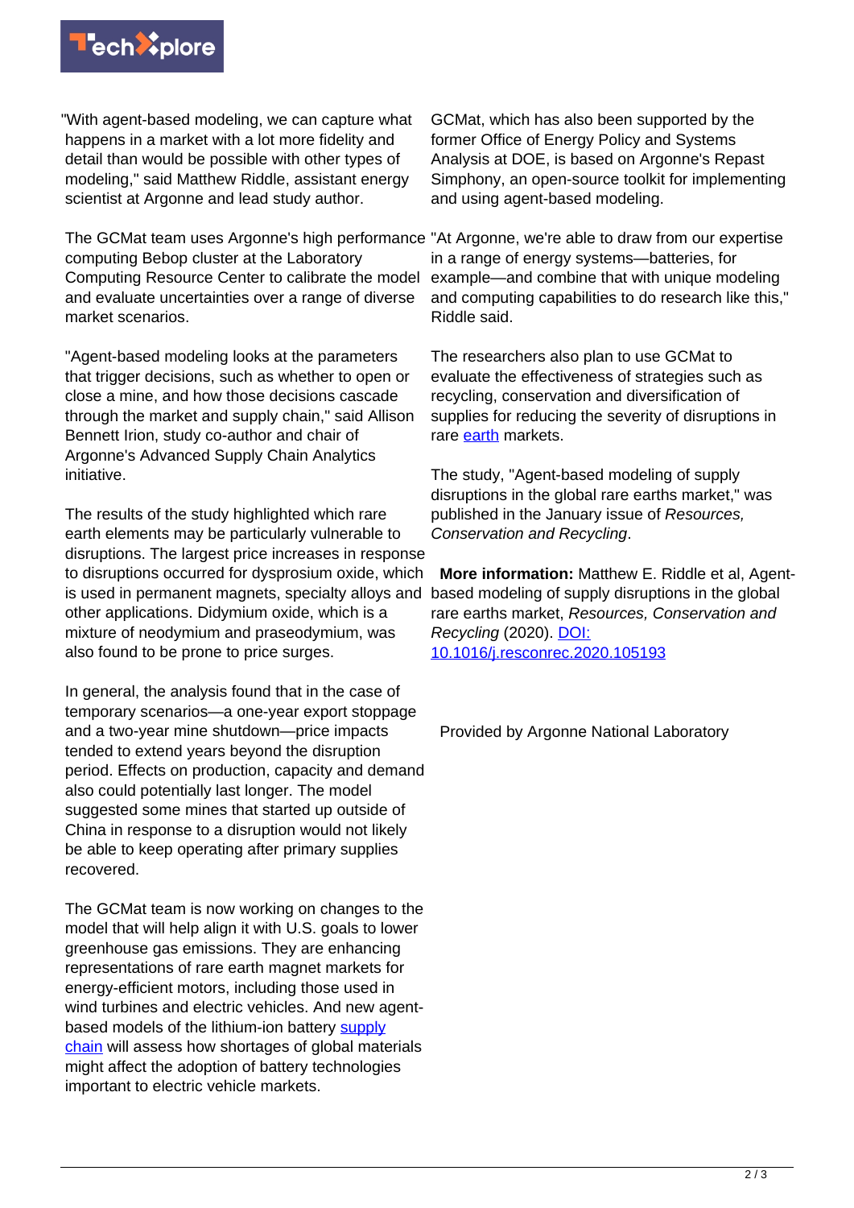"With agent-based modeling, we can capture what happens in a market with a lot more fidelity and detail than would be possible with other types of modeling," said Matthew Riddle, assistant energy scientist at Argonne and lead study author.

The GCMat team uses Argonne's high performance computing Bebop cluster at the Laboratory Computing Resource Center to calibrate the model and evaluate uncertainties over a range of diverse market scenarios.

"Agent-based modeling looks at the parameters that trigger decisions, such as whether to open or close a mine, and how those decisions cascade through the market and supply chain," said Allison Bennett Irion, study co-author and chair of Argonne's Advanced Supply Chain Analytics initiative.

The results of the study highlighted which rare earth elements may be particularly vulnerable to disruptions. The largest price increases in response to disruptions occurred for dysprosium oxide, which is used in permanent magnets, specialty alloys and other applications. Didymium oxide, which is a mixture of neodymium and praseodymium, was also found to be prone to price surges.

In general, the analysis found that in the case of temporary scenarios—a one-year export stoppage and a two-year mine shutdown—price impacts tended to extend years beyond the disruption period. Effects on production, capacity and demand also could potentially last longer. The model suggested some mines that started up outside of China in response to a disruption would not likely be able to keep operating after primary supplies recovered.

The GCMat team is now working on changes to the model that will help align it with U.S. goals to lower greenhouse gas emissions. They are enhancing representations of rare earth magnet markets for energy-efficient motors, including those used in wind turbines and electric vehicles. And new agent-based models of the lithium-ion battery supply chain will assess how shortages of global materials might affect the adoption of battery technologies important to electric vehicle markets.

GCMat, which has also been supported by the former Office of Energy Policy and Systems Analysis at DOE, is based on Argonne's Repast Simphony, an open-source toolkit for implementing and using agent-based modeling.

"At Argonne, we're able to draw from our expertise in a range of energy systems—batteries, for example—and combine that with unique modeling and computing capabilities to do research like this," Riddle said.

The researchers also plan to use GCMat to evaluate the effectiveness of strategies such as recycling, conservation and diversification of supplies for reducing the severity of disruptions in rare earth markets.

The study, "Agent-based modeling of supply disruptions in the global rare earths market," was published in the January issue of *Resources, Conservation and Recycling*.

**More information:** Matthew E. Riddle et al, Agent-based modeling of supply disruptions in the global rare earths market, *Resources, Conservation and Recycling* (2020). DOI: 10.1016/j.resconrec.2020.105193

Provided by Argonne National Laboratory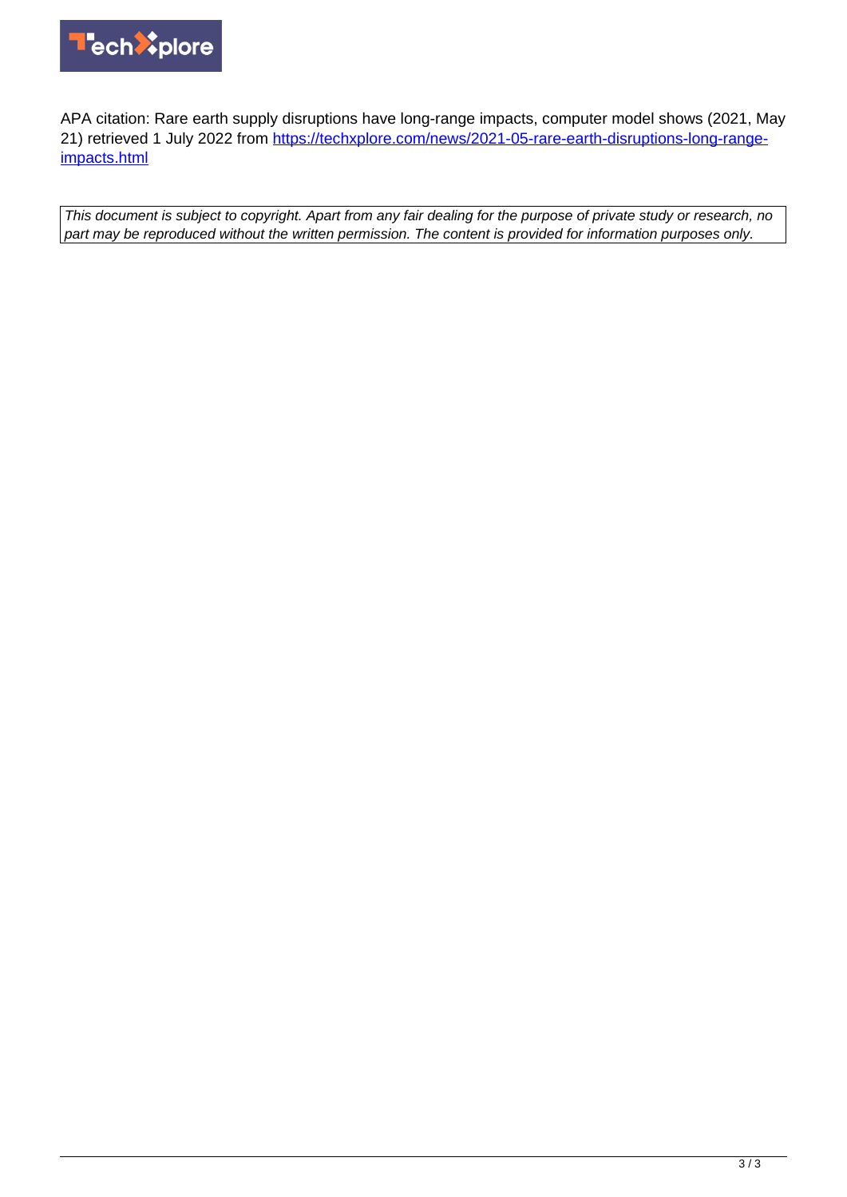APA citation: Rare earth supply disruptions have long-range impacts, computer model shows (2021, May 21) retrieved 1 July 2022 from [https://techxplore.com/news/2021-05-rare-earth-disruptions-long-range-impacts.html](https://techxplore.com/news/2021-05-rare-earth-disruptions-long-range-impacts.html)

*This document is subject to copyright. Apart from any fair dealing for the purpose of private study or research, no part may be reproduced without the written permission. The content is provided for information purposes only.*